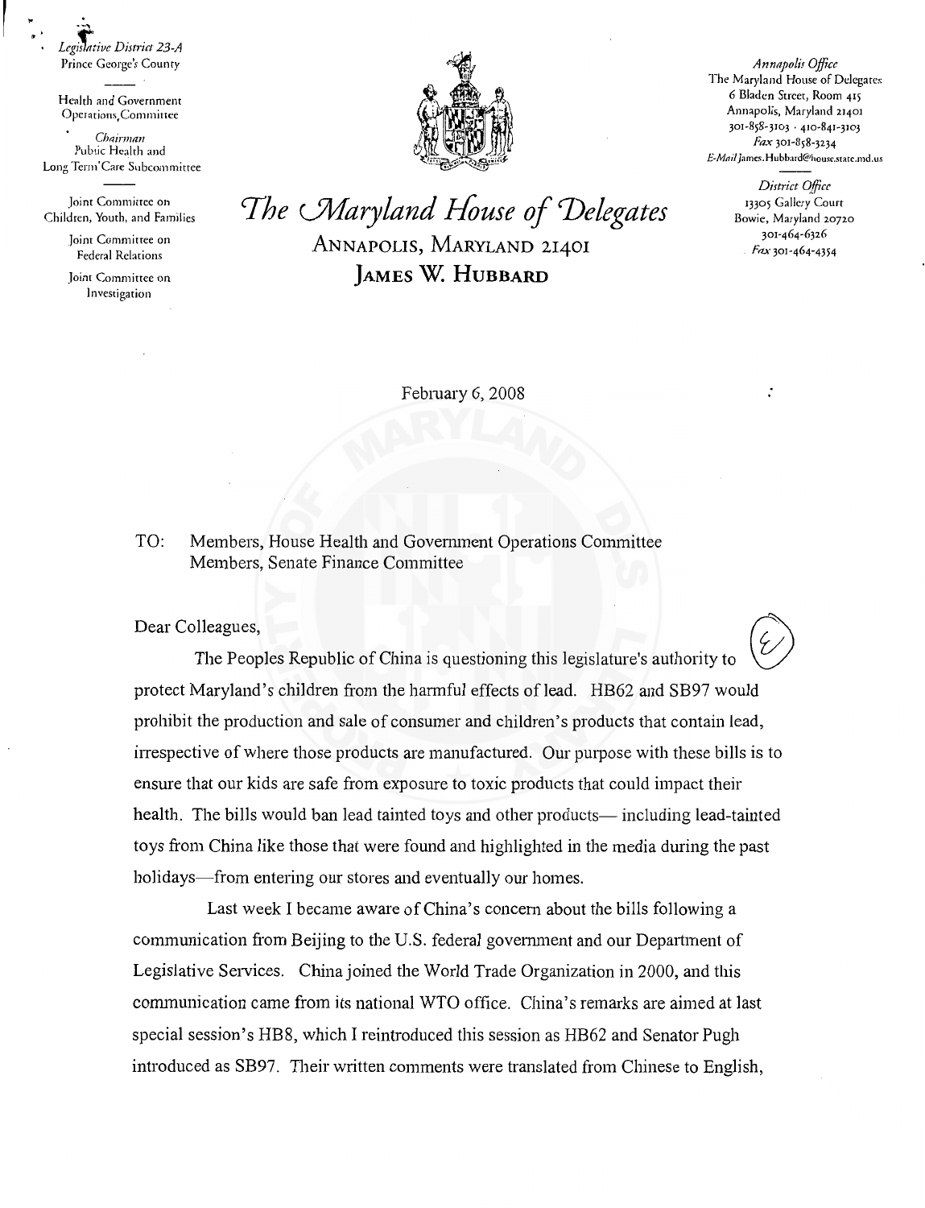*Legislative District 23-A*
Prince George's County

Health and Government Operations Committee

*Chairman*
Public Health and Long Term Care Subcommittee

Joint Committee on Children, Youth, and Families

Joint Committee on Federal Relations

Joint Committee on Investigation

# *The Maryland House of Delegates*

ANNAPOLIS, MARYLAND 21401

**JAMES W. HUBBARD**

*Annapolis Office*
The Maryland House of Delegates
6 Bladen Street, Room 415
Annapolis, Maryland 21401
301-858-3103 · 410-841-3103
*Fax* 301-858-3234
*E-Mail* James.Hubbard@house.state.md.us

*District Office*
13305 Gallery Court
Bowie, Maryland 20720
301-464-6326
*Fax* 301-464-4354

February 6, 2008

TO: Members, House Health and Government Operations Committee
Members, Senate Finance Committee

Dear Colleagues,

The Peoples Republic of China is questioning this legislature's authority to protect Maryland's children from the harmful effects of lead. HB62 and SB97 would prohibit the production and sale of consumer and children's products that contain lead, irrespective of where those products are manufactured. Our purpose with these bills is to ensure that our kids are safe from exposure to toxic products that could impact their health. The bills would ban lead tainted toys and other products— including lead-tainted toys from China like those that were found and highlighted in the media during the past holidays—from entering our stores and eventually our homes.

Last week I became aware of China's concern about the bills following a communication from Beijing to the U.S. federal government and our Department of Legislative Services. China joined the World Trade Organization in 2000, and this communication came from its national WTO office. China's remarks are aimed at last special session's HB8, which I reintroduced this session as HB62 and Senator Pugh introduced as SB97. Their written comments were translated from Chinese to English,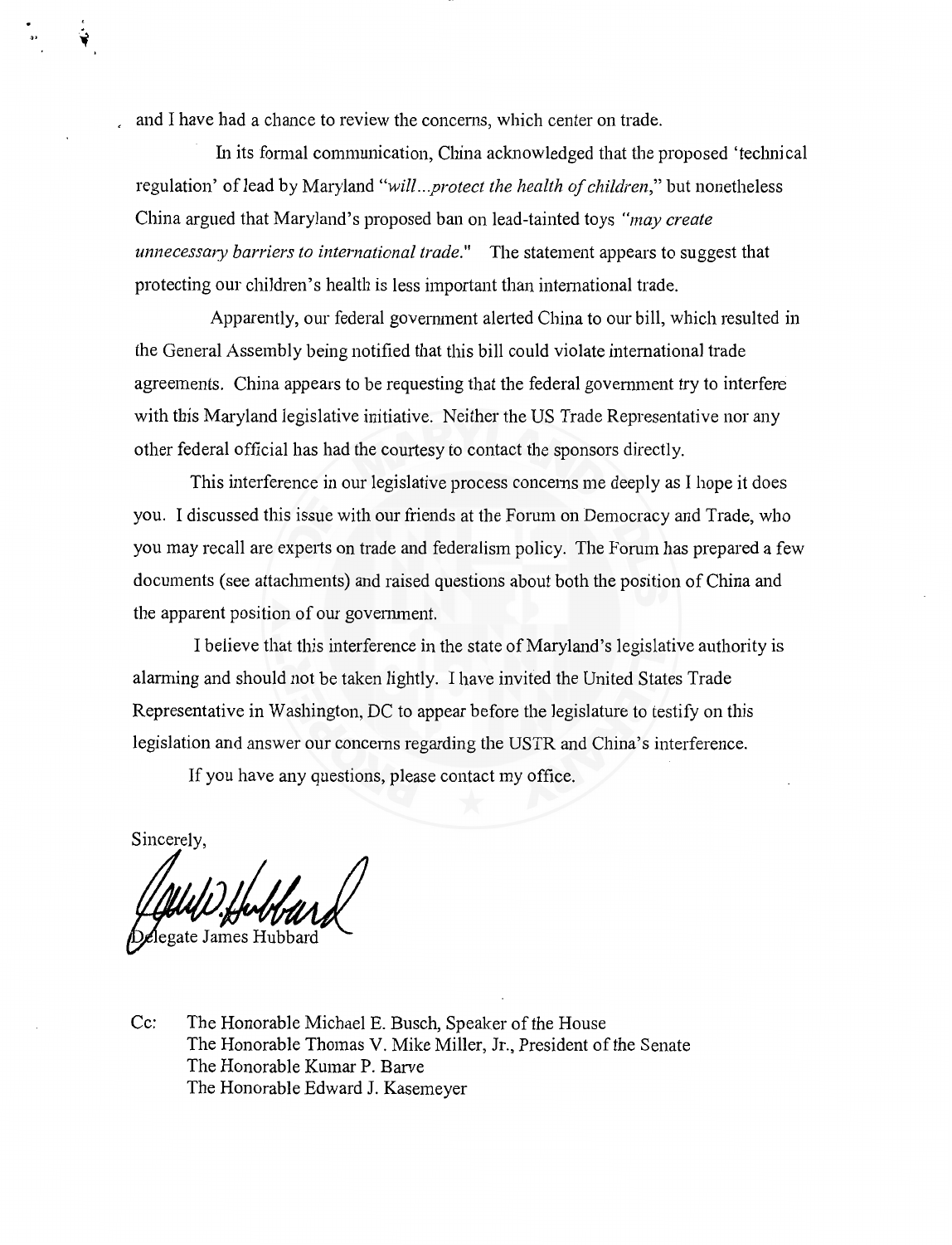and I have had a chance to review the concerns, which center on trade.

In its formal communication, China acknowledged that the proposed 'technical regulation' of lead by Maryland *"will...protect the health of children,"* but nonetheless China argued that Maryland's proposed ban on lead-tainted toys *"may create unnecessary barriers to international trade."* The statement appears to suggest that protecting our children's health is less important than international trade.

Apparently, our federal government alerted China to our bill, which resulted in the General Assembly being notified that this bill could violate international trade agreements. China appears to be requesting that the federal government try to interfere with this Maryland legislative initiative. Neither the US Trade Representative nor any other federal official has had the courtesy to contact the sponsors directly.

This interference in our legislative process concerns me deeply as I hope it does you. I discussed this issue with our friends at the Forum on Democracy and Trade, who you may recall are experts on trade and federalism policy. The Forum has prepared a few documents (see attachments) and raised questions about both the position of China and the apparent position of our government.

I believe that this interference in the state of Maryland's legislative authority is alarming and should not be taken lightly. I have invited the United States Trade Representative in Washington, DC to appear before the legislature to testify on this legislation and answer our concerns regarding the USTR and China's interference.

If you have any questions, please contact my office.

Sincerely,

Delegate James Hubbard

Cc: The Honorable Michael E. Busch, Speaker of the House
The Honorable Thomas V. Mike Miller, Jr., President of the Senate
The Honorable Kumar P. Barve
The Honorable Edward J. Kasemeyer